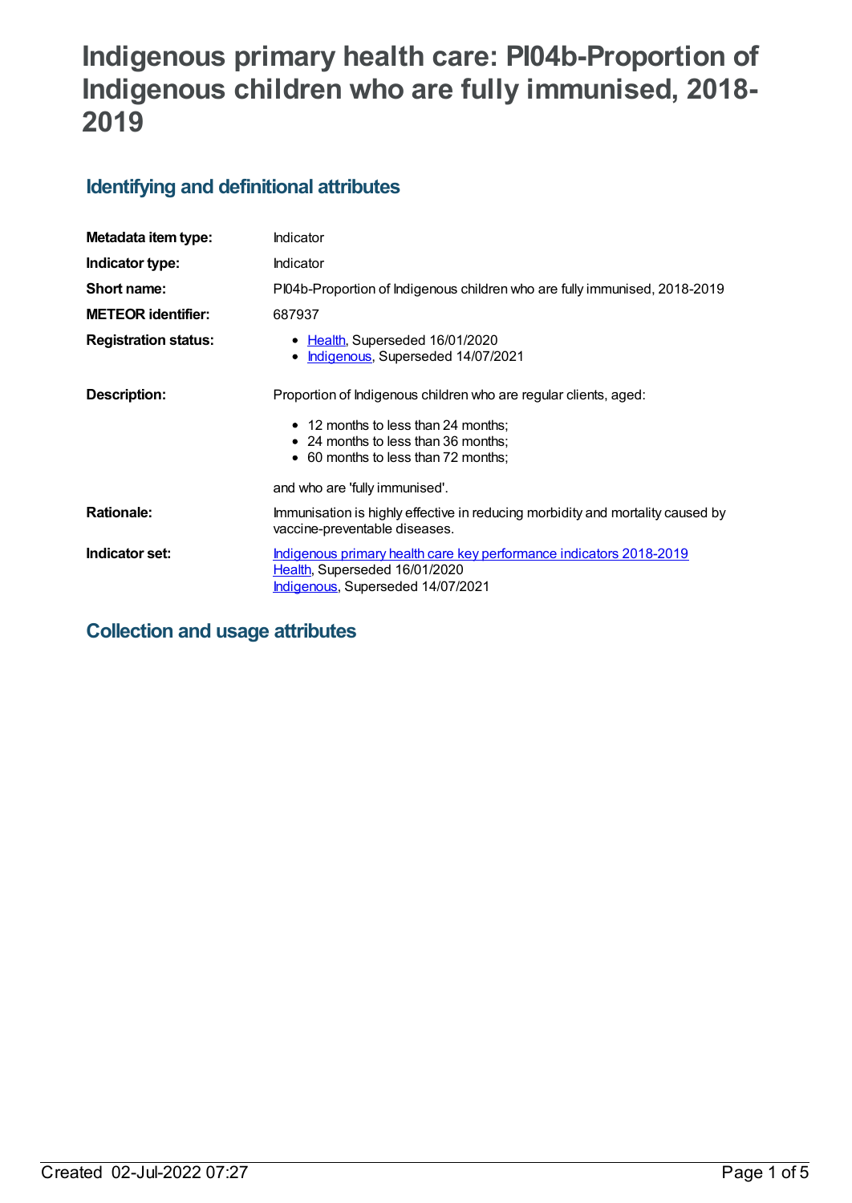# Indigenous primary health care: PI04b-Proportion of Indigenous children who are fully immunised, 2018-2019

## Identifying and definitional attributes

| | |
|---|---|
| **Metadata item type:** | Indicator |
| **Indicator type:** | Indicator |
| **Short name:** | PI04b-Proportion of Indigenous children who are fully immunised, 2018-2019 |
| **METEOR identifier:** | 687937 |
| **Registration status:** | • Health, Superseded 16/01/2020<br>• Indigenous, Superseded 14/07/2021 |
| **Description:** | Proportion of Indigenous children who are regular clients, aged:<br>• 12 months to less than 24 months;<br>• 24 months to less than 36 months;<br>• 60 months to less than 72 months;<br><br>and who are 'fully immunised'. |
| **Rationale:** | Immunisation is highly effective in reducing morbidity and mortality caused by vaccine-preventable diseases. |
| **Indicator set:** | Indigenous primary health care key performance indicators 2018-2019<br>Health, Superseded 16/01/2020<br>Indigenous, Superseded 14/07/2021 |

## Collection and usage attributes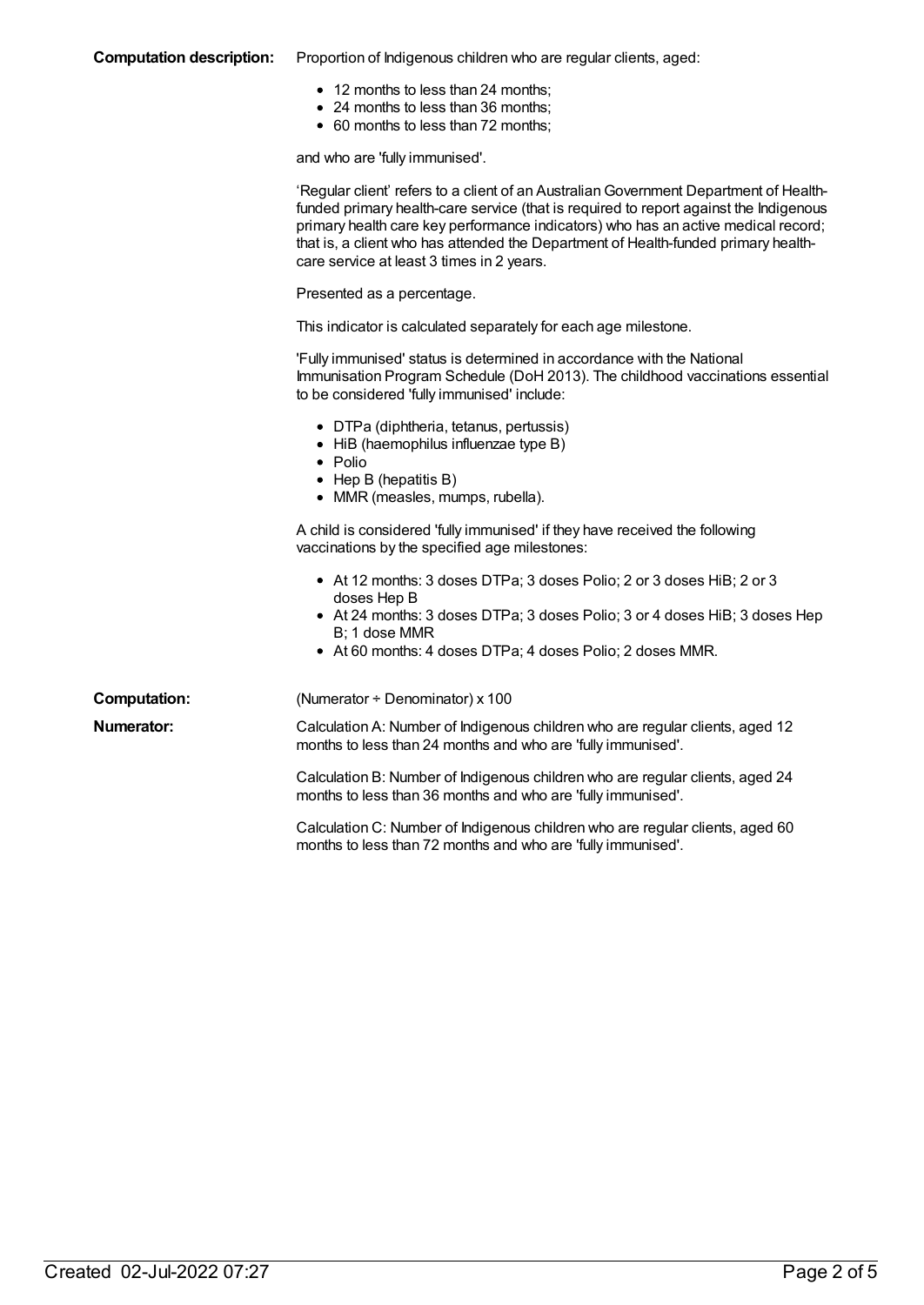**Computation description:** Proportion of Indigenous children who are regular clients, aged:

- 12 months to less than 24 months;
- 24 months to less than 36 months;
- 60 months to less than 72 months;

and who are 'fully immunised'.

'Regular client' refers to a client of an Australian Government Department of Health-funded primary health-care service (that is required to report against the Indigenous primary health care key performance indicators) who has an active medical record; that is, a client who has attended the Department of Health-funded primary health-care service at least 3 times in 2 years.

Presented as a percentage.

This indicator is calculated separately for each age milestone.

'Fully immunised' status is determined in accordance with the National Immunisation Program Schedule (DoH 2013). The childhood vaccinations essential to be considered 'fully immunised' include:

- DTPa (diphtheria, tetanus, pertussis)
- HiB (haemophilus influenzae type B)
- Polio
- Hep B (hepatitis B)
- MMR (measles, mumps, rubella).

A child is considered 'fully immunised' if they have received the following vaccinations by the specified age milestones:

- At 12 months: 3 doses DTPa; 3 doses Polio; 2 or 3 doses HiB; 2 or 3 doses Hep B
- At 24 months: 3 doses DTPa; 3 doses Polio; 3 or 4 doses HiB; 3 doses Hep B; 1 dose MMR
- At 60 months: 4 doses DTPa; 4 doses Polio; 2 doses MMR.

**Computation:** (Numerator ÷ Denominator) x 100

**Numerator:** Calculation A: Number of Indigenous children who are regular clients, aged 12 months to less than 24 months and who are 'fully immunised'.

Calculation B: Number of Indigenous children who are regular clients, aged 24 months to less than 36 months and who are 'fully immunised'.

Calculation C: Number of Indigenous children who are regular clients, aged 60 months to less than 72 months and who are 'fully immunised'.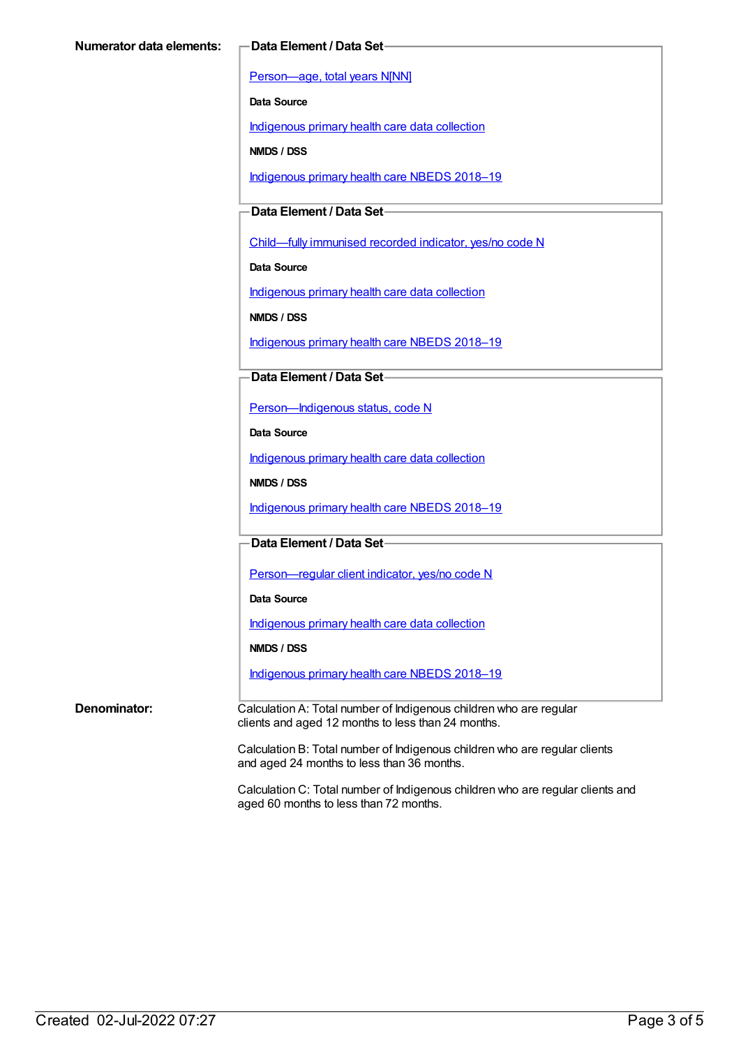**Numerator data elements:**

**Data Element / Data Set**

Person—age, total years N[NN]

**Data Source**

Indigenous primary health care data collection

**NMDS / DSS**

Indigenous primary health care NBEDS 2018–19

**Data Element / Data Set**

Child—fully immunised recorded indicator, yes/no code N

**Data Source**

Indigenous primary health care data collection

**NMDS / DSS**

Indigenous primary health care NBEDS 2018–19

**Data Element / Data Set**

Person—Indigenous status, code N

**Data Source**

Indigenous primary health care data collection

**NMDS / DSS**

Indigenous primary health care NBEDS 2018–19

**Data Element / Data Set**

Person—regular client indicator, yes/no code N

**Data Source**

Indigenous primary health care data collection

**NMDS / DSS**

Indigenous primary health care NBEDS 2018–19

**Denominator:**

Calculation A: Total number of Indigenous children who are regular clients and aged 12 months to less than 24 months.

Calculation B: Total number of Indigenous children who are regular clients and aged 24 months to less than 36 months.

Calculation C: Total number of Indigenous children who are regular clients and aged 60 months to less than 72 months.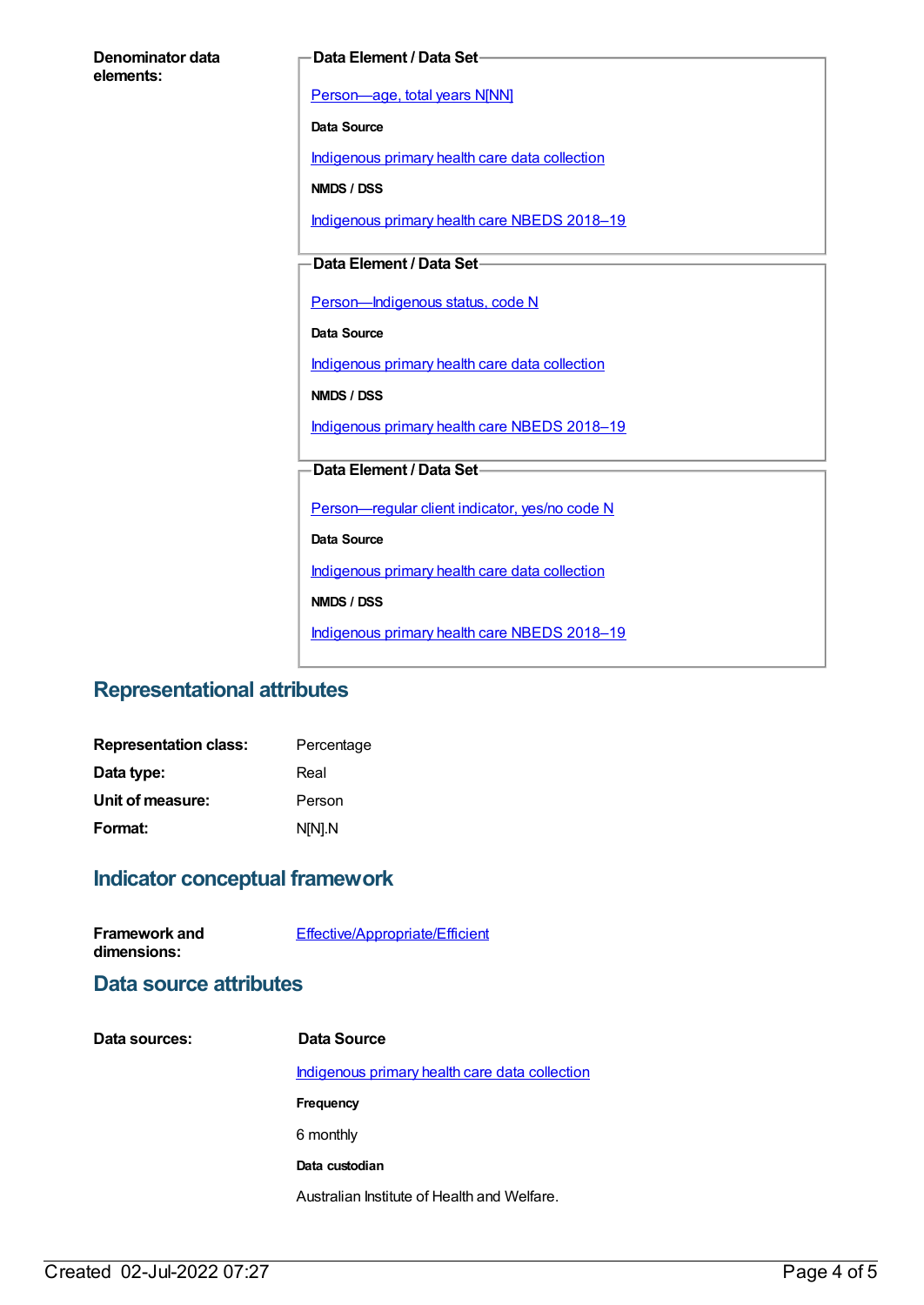**Denominator data elements:**

**Data Element / Data Set**

Person—age, total years N[NN]

**Data Source**

Indigenous primary health care data collection

**NMDS / DSS**

Indigenous primary health care NBEDS 2018–19

**Data Element / Data Set**

Person—Indigenous status, code N

**Data Source**

Indigenous primary health care data collection

**NMDS / DSS**

Indigenous primary health care NBEDS 2018–19

**Data Element / Data Set**

Person—regular client indicator, yes/no code N

**Data Source**

Indigenous primary health care data collection

**NMDS / DSS**

Indigenous primary health care NBEDS 2018–19

## Representational attributes

**Representation class:** Percentage

**Data type:** Real

**Unit of measure:** Person

**Format:** N[N].N

## Indicator conceptual framework

**Framework and dimensions:** Effective/Appropriate/Efficient

## Data source attributes

**Data sources:**

**Data Source**

Indigenous primary health care data collection

**Frequency**

6 monthly

**Data custodian**

Australian Institute of Health and Welfare.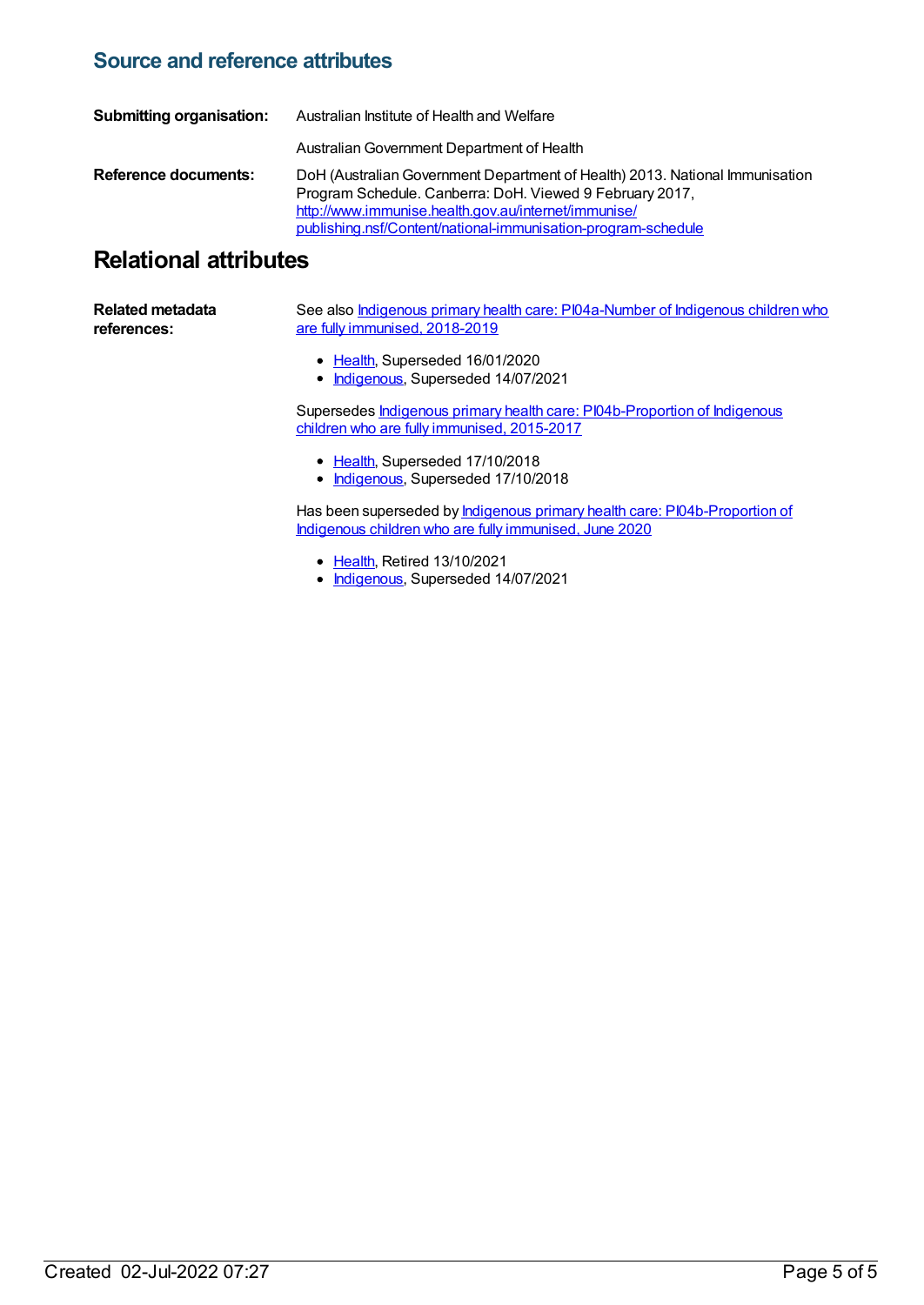## Source and reference attributes

**Submitting organisation:** Australian Institute of Health and Welfare

Australian Government Department of Health

**Reference documents:** DoH (Australian Government Department of Health) 2013. National Immunisation Program Schedule. Canberra: DoH. Viewed 9 February 2017, http://www.immunise.health.gov.au/internet/immunise/publishing.nsf/Content/national-immunisation-program-schedule

# Relational attributes

**Related metadata references:**

See also Indigenous primary health care: PI04a-Number of Indigenous children who are fully immunised, 2018-2019

- Health, Superseded 16/01/2020
- Indigenous, Superseded 14/07/2021

Supersedes Indigenous primary health care: PI04b-Proportion of Indigenous children who are fully immunised, 2015-2017

- Health, Superseded 17/10/2018
- Indigenous, Superseded 17/10/2018

Has been superseded by Indigenous primary health care: PI04b-Proportion of Indigenous children who are fully immunised, June 2020

- Health, Retired 13/10/2021
- Indigenous, Superseded 14/07/2021